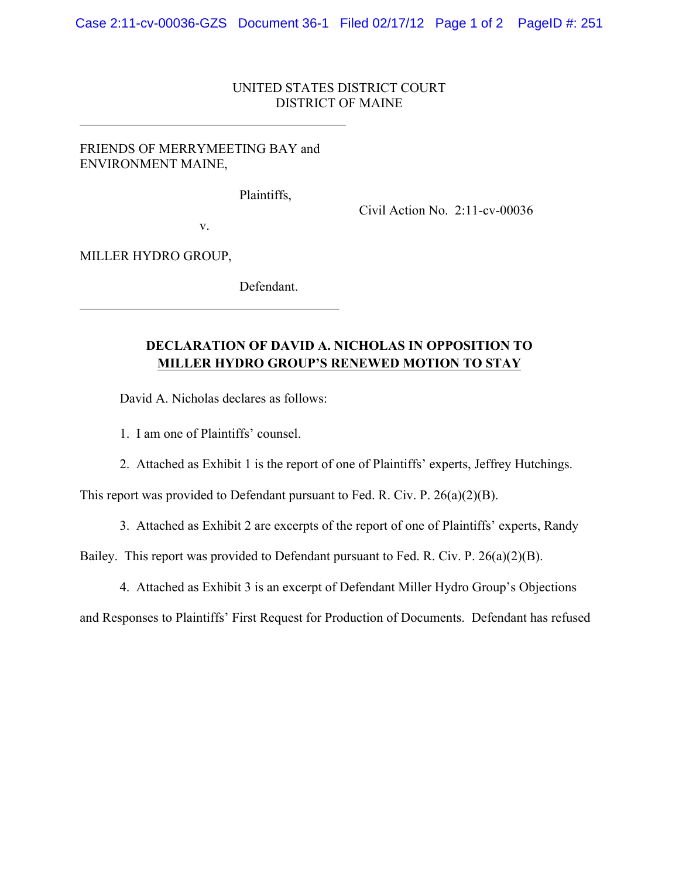UNITED STATES DISTRICT COURT
DISTRICT OF MAINE

---

FRIENDS OF MERRYMEETING BAY and ENVIRONMENT MAINE,

Plaintiffs,

v.

MILLER HYDRO GROUP,

Defendant.

---

Civil Action No. 2:11-cv-00036

**DECLARATION OF DAVID A. NICHOLAS IN OPPOSITION TO MILLER HYDRO GROUP'S RENEWED MOTION TO STAY**

David A. Nicholas declares as follows:

1. I am one of Plaintiffs' counsel.

2. Attached as Exhibit 1 is the report of one of Plaintiffs' experts, Jeffrey Hutchings. This report was provided to Defendant pursuant to Fed. R. Civ. P. 26(a)(2)(B).

3. Attached as Exhibit 2 are excerpts of the report of one of Plaintiffs' experts, Randy Bailey. This report was provided to Defendant pursuant to Fed. R. Civ. P. 26(a)(2)(B).

4. Attached as Exhibit 3 is an excerpt of Defendant Miller Hydro Group's Objections and Responses to Plaintiffs' First Request for Production of Documents. Defendant has refused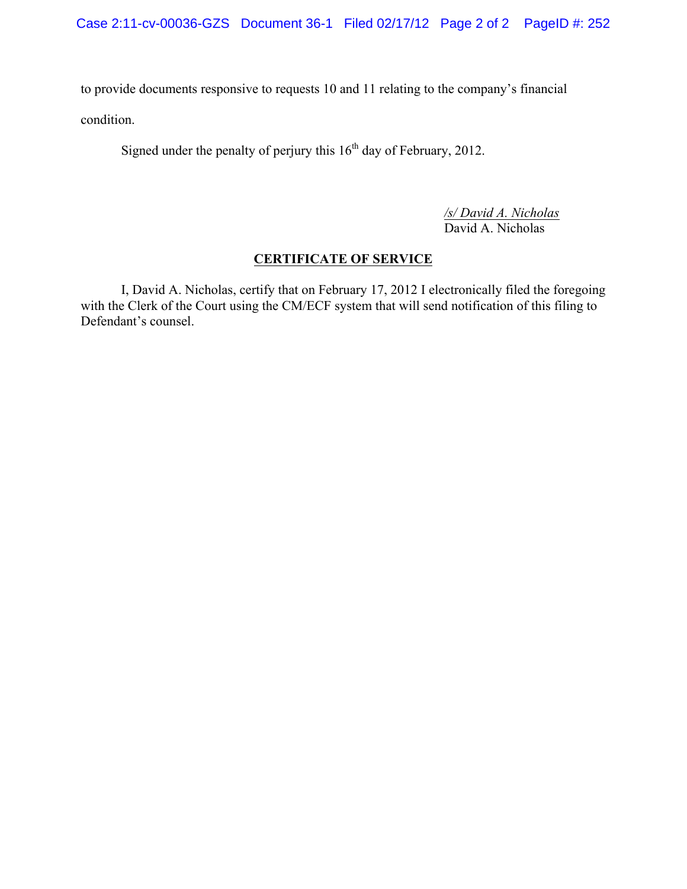to provide documents responsive to requests 10 and 11 relating to the company's financial condition.

Signed under the penalty of perjury this 16th day of February, 2012.

/s/ David A. Nicholas
David A. Nicholas

## CERTIFICATE OF SERVICE

I, David A. Nicholas, certify that on February 17, 2012 I electronically filed the foregoing with the Clerk of the Court using the CM/ECF system that will send notification of this filing to Defendant's counsel.